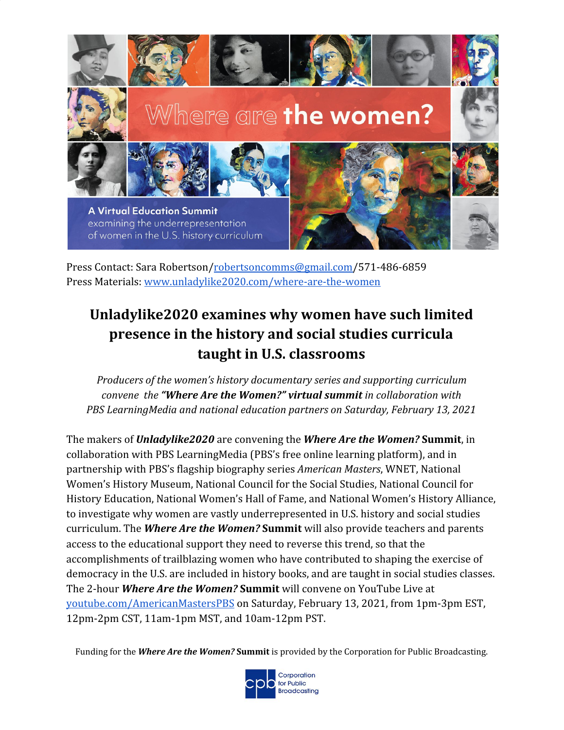Where are the women?

A Virtual Education Summit examining the underrepresentation of women in the U.S. history curriculum

Press Contact: Sara Robertson/robertsoncomms@gmail.com/571-486-6859
Press Materials: www.unladylike2020.com/where-are-the-women

# Unladylike2020 examines why women have such limited presence in the history and social studies curricula taught in U.S. classrooms

*Producers of the women's history documentary series and supporting curriculum convene the **"Where Are the Women?" virtual summit** in collaboration with PBS LearningMedia and national education partners on Saturday, February 13, 2021*

The makers of ***Unladylike2020*** are convening the ***Where Are the Women?*** **Summit**, in collaboration with PBS LearningMedia (PBS's free online learning platform), and in partnership with PBS's flagship biography series *American Masters*, WNET, National Women's History Museum, National Council for the Social Studies, National Council for History Education, National Women's Hall of Fame, and National Women's History Alliance, to investigate why women are vastly underrepresented in U.S. history and social studies curriculum. The ***Where Are the Women?*** **Summit** will also provide teachers and parents access to the educational support they need to reverse this trend, so that the accomplishments of trailblazing women who have contributed to shaping the exercise of democracy in the U.S. are included in history books, and are taught in social studies classes. The 2-hour ***Where Are the Women?*** **Summit** will convene on YouTube Live at youtube.com/AmericanMastersPBS on Saturday, February 13, 2021, from 1pm-3pm EST, 12pm-2pm CST, 11am-1pm MST, and 10am-12pm PST.

Funding for the ***Where Are the Women?*** **Summit** is provided by the Corporation for Public Broadcasting.

Corporation for Public Broadcasting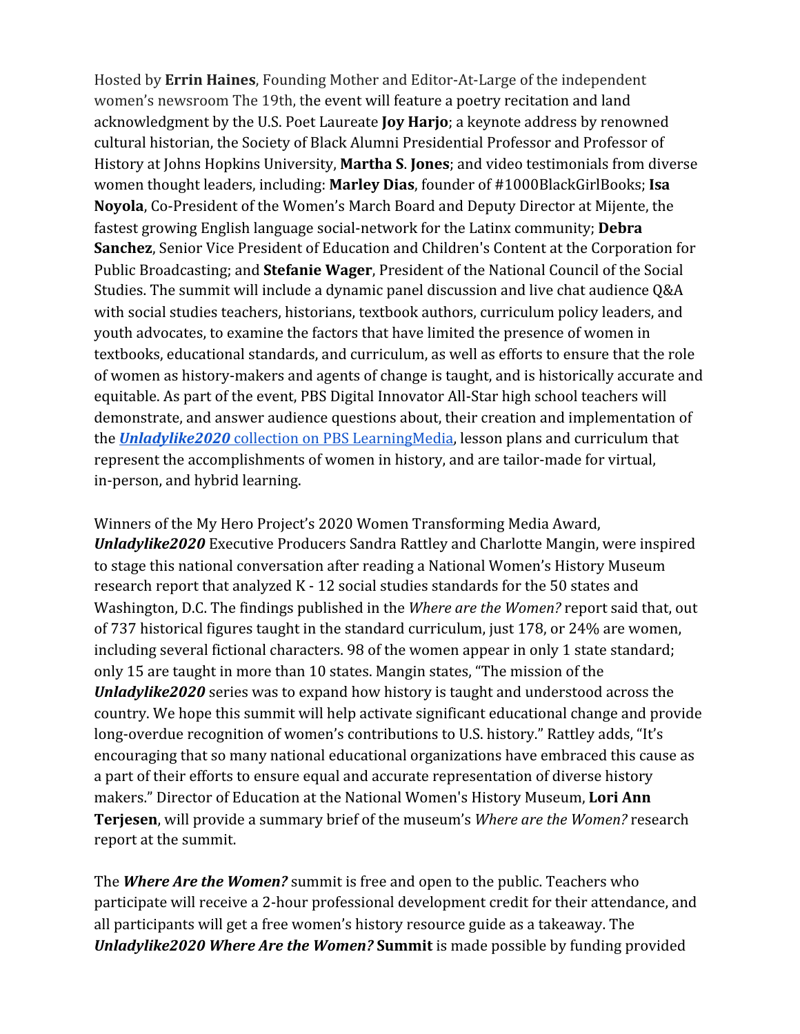Hosted by **Errin Haines**, Founding Mother and Editor-At-Large of the independent women's newsroom The 19th, the event will feature a poetry recitation and land acknowledgment by the U.S. Poet Laureate **Joy Harjo**; a keynote address by renowned cultural historian, the Society of Black Alumni Presidential Professor and Professor of History at Johns Hopkins University, **Martha S. Jones**; and video testimonials from diverse women thought leaders, including: **Marley Dias**, founder of #1000BlackGirlBooks; **Isa Noyola**, Co-President of the Women's March Board and Deputy Director at Mijente, the fastest growing English language social-network for the Latinx community; **Debra Sanchez**, Senior Vice President of Education and Children's Content at the Corporation for Public Broadcasting; and **Stefanie Wager**, President of the National Council of the Social Studies. The summit will include a dynamic panel discussion and live chat audience Q&A with social studies teachers, historians, textbook authors, curriculum policy leaders, and youth advocates, to examine the factors that have limited the presence of women in textbooks, educational standards, and curriculum, as well as efforts to ensure that the role of women as history-makers and agents of change is taught, and is historically accurate and equitable. As part of the event, PBS Digital Innovator All-Star high school teachers will demonstrate, and answer audience questions about, their creation and implementation of the [***Unladylike2020*** collection on PBS LearningMedia](), lesson plans and curriculum that represent the accomplishments of women in history, and are tailor-made for virtual, in-person, and hybrid learning.

Winners of the My Hero Project's 2020 Women Transforming Media Award, ***Unladylike2020*** Executive Producers Sandra Rattley and Charlotte Mangin, were inspired to stage this national conversation after reading a National Women's History Museum research report that analyzed K - 12 social studies standards for the 50 states and Washington, D.C. The findings published in the *Where are the Women?* report said that, out of 737 historical figures taught in the standard curriculum, just 178, or 24% are women, including several fictional characters. 98 of the women appear in only 1 state standard; only 15 are taught in more than 10 states. Mangin states, "The mission of the ***Unladylike2020*** series was to expand how history is taught and understood across the country. We hope this summit will help activate significant educational change and provide long-overdue recognition of women's contributions to U.S. history." Rattley adds, "It's encouraging that so many national educational organizations have embraced this cause as a part of their efforts to ensure equal and accurate representation of diverse history makers." Director of Education at the National Women's History Museum, **Lori Ann Terjesen**, will provide a summary brief of the museum's *Where are the Women?* research report at the summit.

The ***Where Are the Women?*** summit is free and open to the public. Teachers who participate will receive a 2-hour professional development credit for their attendance, and all participants will get a free women's history resource guide as a takeaway. The ***Unladylike2020 Where Are the Women?* Summit** is made possible by funding provided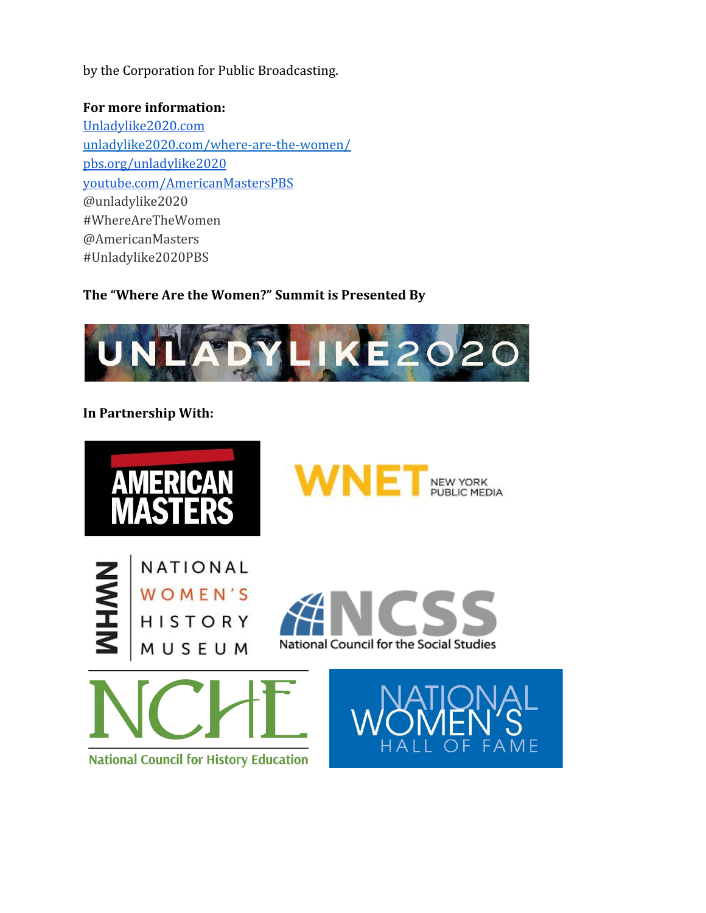by the Corporation for Public Broadcasting.

**For more information:**
Unladylike2020.com
unladylike2020.com/where-are-the-women/
pbs.org/unladylike2020
youtube.com/AmericanMastersPBS
@unladylike2020
#WhereAreTheWomen
@AmericanMasters
#Unladylike2020PBS

**The "Where Are the Women?" Summit is Presented By**

UNLADYLIKE2020

**In Partnership With:**

AMERICAN MASTERS

WNET NEW YORK PUBLIC MEDIA

NWHM NATIONAL WOMEN'S HISTORY MUSEUM

NCSS National Council for the Social Studies

NCHE National Council for History Education

NATIONAL WOMEN'S HALL OF FAME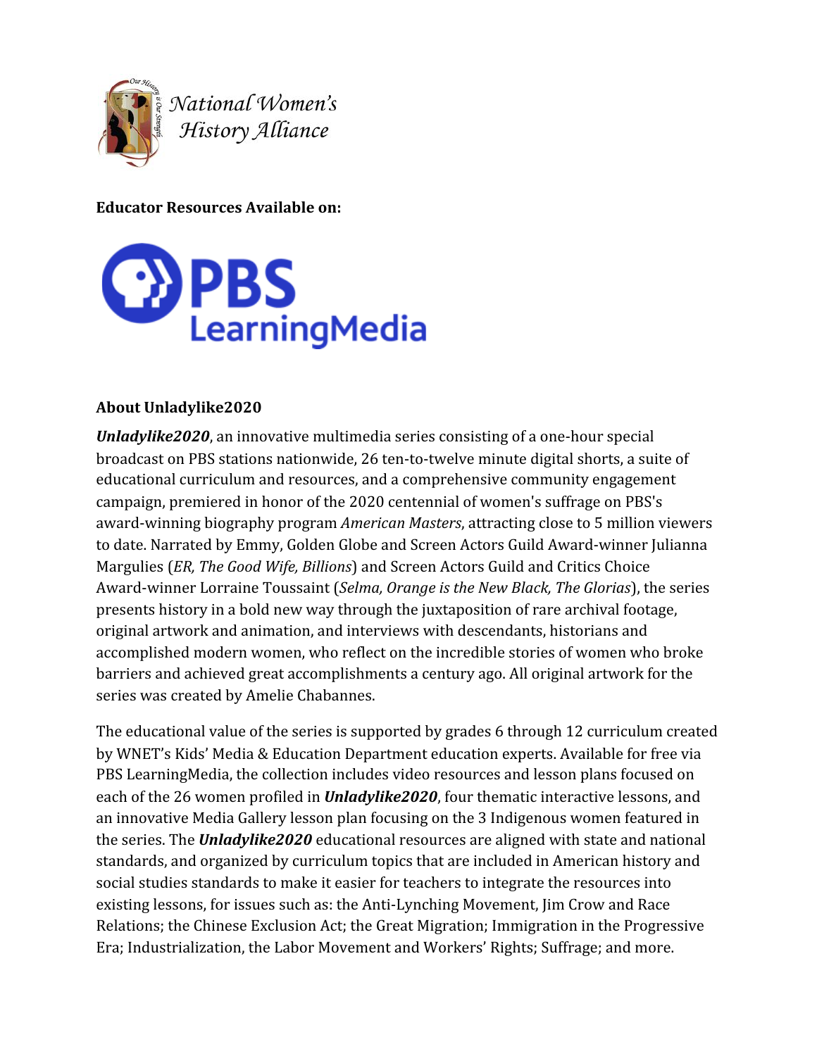National Women's History Alliance

**Educator Resources Available on:**

PBS LearningMedia

**About Unladylike2020**

***Unladylike2020***, an innovative multimedia series consisting of a one-hour special broadcast on PBS stations nationwide, 26 ten-to-twelve minute digital shorts, a suite of educational curriculum and resources, and a comprehensive community engagement campaign, premiered in honor of the 2020 centennial of women's suffrage on PBS's award-winning biography program *American Masters*, attracting close to 5 million viewers to date. Narrated by Emmy, Golden Globe and Screen Actors Guild Award-winner Julianna Margulies (*ER, The Good Wife, Billions*) and Screen Actors Guild and Critics Choice Award-winner Lorraine Toussaint (*Selma, Orange is the New Black, The Glorias*), the series presents history in a bold new way through the juxtaposition of rare archival footage, original artwork and animation, and interviews with descendants, historians and accomplished modern women, who reflect on the incredible stories of women who broke barriers and achieved great accomplishments a century ago. All original artwork for the series was created by Amelie Chabannes.

The educational value of the series is supported by grades 6 through 12 curriculum created by WNET's Kids' Media & Education Department education experts. Available for free via PBS LearningMedia, the collection includes video resources and lesson plans focused on each of the 26 women profiled in ***Unladylike2020***, four thematic interactive lessons, and an innovative Media Gallery lesson plan focusing on the 3 Indigenous women featured in the series. The ***Unladylike2020*** educational resources are aligned with state and national standards, and organized by curriculum topics that are included in American history and social studies standards to make it easier for teachers to integrate the resources into existing lessons, for issues such as: the Anti-Lynching Movement, Jim Crow and Race Relations; the Chinese Exclusion Act; the Great Migration; Immigration in the Progressive Era; Industrialization, the Labor Movement and Workers' Rights; Suffrage; and more.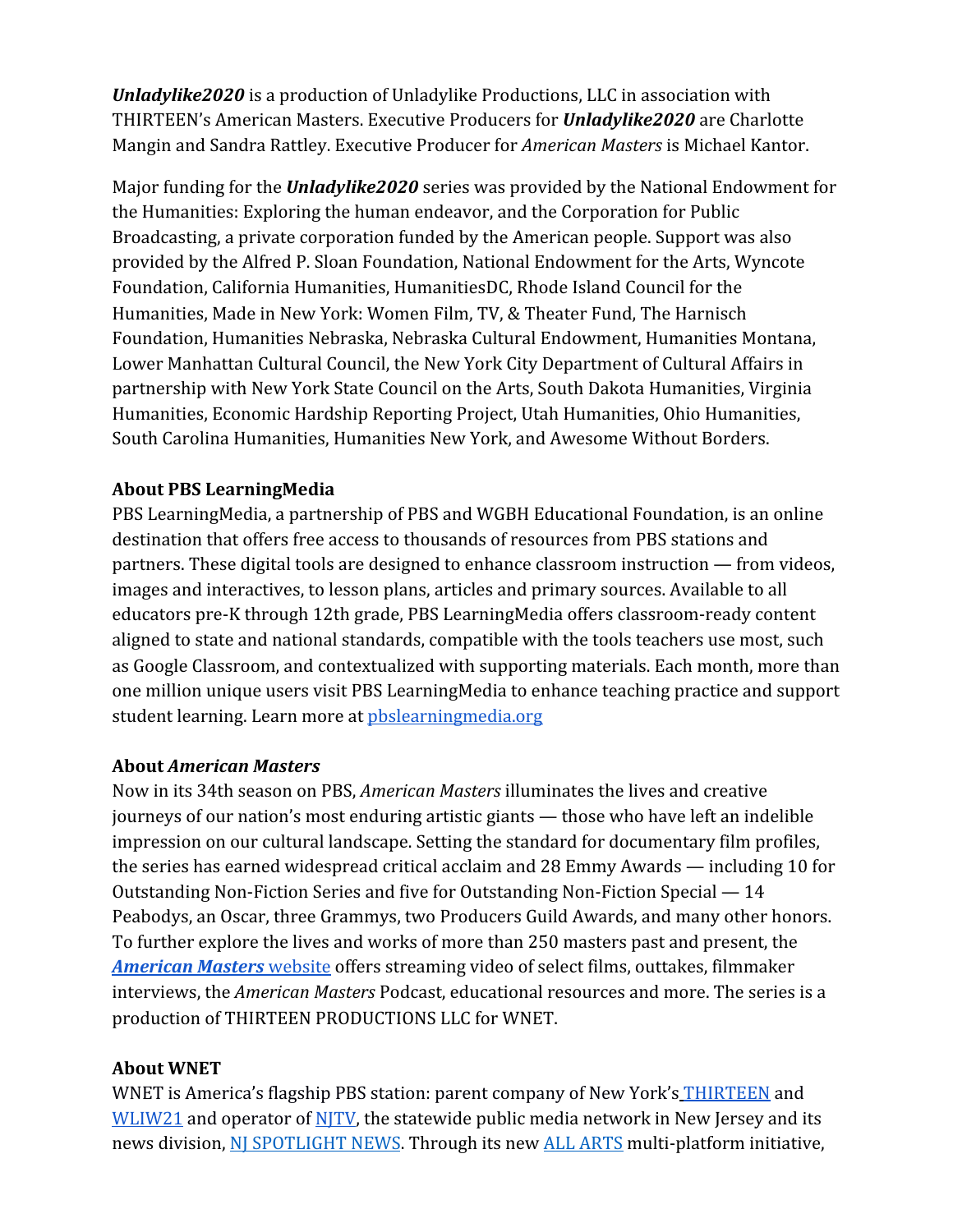***Unladylike2020*** is a production of Unladylike Productions, LLC in association with THIRTEEN's American Masters. Executive Producers for ***Unladylike2020*** are Charlotte Mangin and Sandra Rattley. Executive Producer for *American Masters* is Michael Kantor.

Major funding for the ***Unladylike2020*** series was provided by the National Endowment for the Humanities: Exploring the human endeavor, and the Corporation for Public Broadcasting, a private corporation funded by the American people. Support was also provided by the Alfred P. Sloan Foundation, National Endowment for the Arts, Wyncote Foundation, California Humanities, HumanitiesDC, Rhode Island Council for the Humanities, Made in New York: Women Film, TV, & Theater Fund, The Harnisch Foundation, Humanities Nebraska, Nebraska Cultural Endowment, Humanities Montana, Lower Manhattan Cultural Council, the New York City Department of Cultural Affairs in partnership with New York State Council on the Arts, South Dakota Humanities, Virginia Humanities, Economic Hardship Reporting Project, Utah Humanities, Ohio Humanities, South Carolina Humanities, Humanities New York, and Awesome Without Borders.

**About PBS LearningMedia**
PBS LearningMedia, a partnership of PBS and WGBH Educational Foundation, is an online destination that offers free access to thousands of resources from PBS stations and partners. These digital tools are designed to enhance classroom instruction — from videos, images and interactives, to lesson plans, articles and primary sources. Available to all educators pre-K through 12th grade, PBS LearningMedia offers classroom-ready content aligned to state and national standards, compatible with the tools teachers use most, such as Google Classroom, and contextualized with supporting materials. Each month, more than one million unique users visit PBS LearningMedia to enhance teaching practice and support student learning. Learn more at pbslearningmedia.org

**About *American Masters***
Now in its 34th season on PBS, *American Masters* illuminates the lives and creative journeys of our nation's most enduring artistic giants — those who have left an indelible impression on our cultural landscape. Setting the standard for documentary film profiles, the series has earned widespread critical acclaim and 28 Emmy Awards — including 10 for Outstanding Non-Fiction Series and five for Outstanding Non-Fiction Special — 14 Peabodys, an Oscar, three Grammys, two Producers Guild Awards, and many other honors. To further explore the lives and works of more than 250 masters past and present, the ***American Masters*** website offers streaming video of select films, outtakes, filmmaker interviews, the *American Masters* Podcast, educational resources and more. The series is a production of THIRTEEN PRODUCTIONS LLC for WNET.

**About WNET**
WNET is America's flagship PBS station: parent company of New York's THIRTEEN and WLIW21 and operator of NJTV, the statewide public media network in New Jersey and its news division, NJ SPOTLIGHT NEWS. Through its new ALL ARTS multi-platform initiative,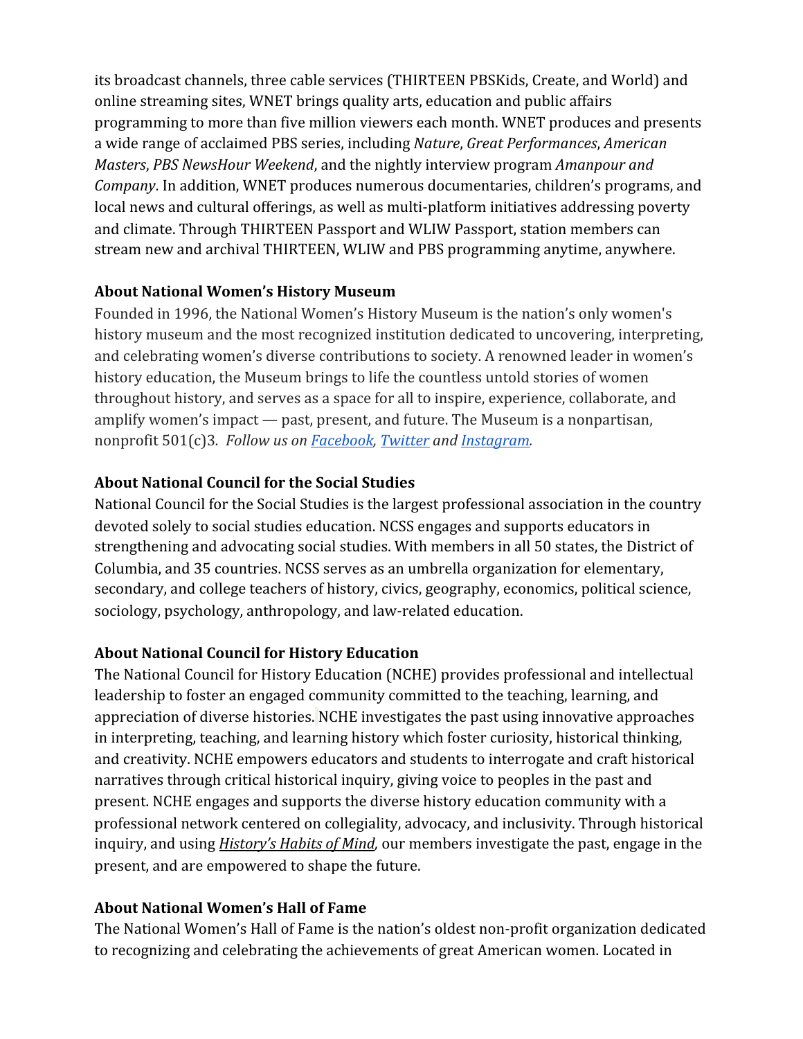its broadcast channels, three cable services (THIRTEEN PBSKids, Create, and World) and online streaming sites, WNET brings quality arts, education and public affairs programming to more than five million viewers each month. WNET produces and presents a wide range of acclaimed PBS series, including *Nature*, *Great Performances*, *American Masters*, *PBS NewsHour Weekend*, and the nightly interview program *Amanpour and Company*. In addition, WNET produces numerous documentaries, children's programs, and local news and cultural offerings, as well as multi-platform initiatives addressing poverty and climate. Through THIRTEEN Passport and WLIW Passport, station members can stream new and archival THIRTEEN, WLIW and PBS programming anytime, anywhere.

**About National Women's History Museum**

Founded in 1996, the National Women's History Museum is the nation's only women's history museum and the most recognized institution dedicated to uncovering, interpreting, and celebrating women's diverse contributions to society. A renowned leader in women's history education, the Museum brings to life the countless untold stories of women throughout history, and serves as a space for all to inspire, experience, collaborate, and amplify women's impact — past, present, and future. The Museum is a nonpartisan, nonprofit 501(c)3. *Follow us on [Facebook](), [Twitter]() and [Instagram]().*

**About National Council for the Social Studies**

National Council for the Social Studies is the largest professional association in the country devoted solely to social studies education. NCSS engages and supports educators in strengthening and advocating social studies. With members in all 50 states, the District of Columbia, and 35 countries. NCSS serves as an umbrella organization for elementary, secondary, and college teachers of history, civics, geography, economics, political science, sociology, psychology, anthropology, and law-related education.

**About National Council for History Education**

The National Council for History Education (NCHE) provides professional and intellectual leadership to foster an engaged community committed to the teaching, learning, and appreciation of diverse histories. NCHE investigates the past using innovative approaches in interpreting, teaching, and learning history which foster curiosity, historical thinking, and creativity. NCHE empowers educators and students to interrogate and craft historical narratives through critical historical inquiry, giving voice to peoples in the past and present. NCHE engages and supports the diverse history education community with a professional network centered on collegiality, advocacy, and inclusivity. Through historical inquiry, and using *History's Habits of Mind*, our members investigate the past, engage in the present, and are empowered to shape the future.

**About National Women's Hall of Fame**

The National Women's Hall of Fame is the nation's oldest non-profit organization dedicated to recognizing and celebrating the achievements of great American women. Located in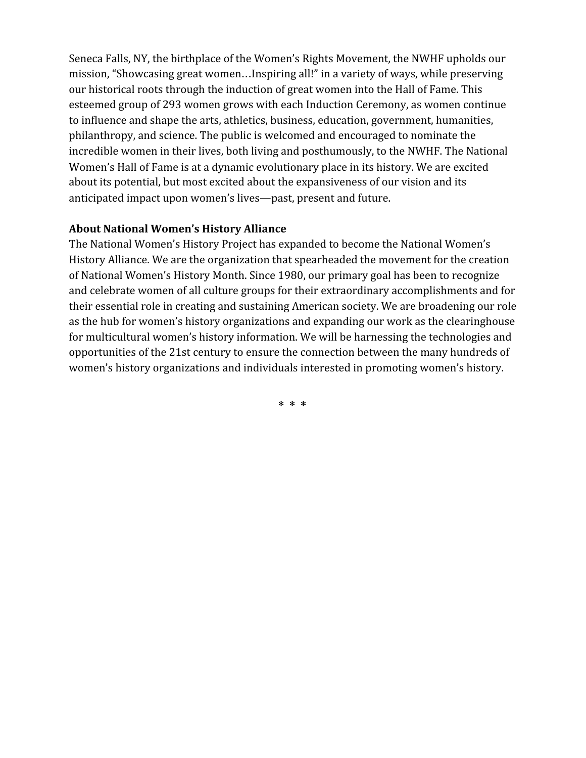Seneca Falls, NY, the birthplace of the Women's Rights Movement, the NWHF upholds our mission, "Showcasing great women…Inspiring all!" in a variety of ways, while preserving our historical roots through the induction of great women into the Hall of Fame. This esteemed group of 293 women grows with each Induction Ceremony, as women continue to influence and shape the arts, athletics, business, education, government, humanities, philanthropy, and science. The public is welcomed and encouraged to nominate the incredible women in their lives, both living and posthumously, to the NWHF. The National Women's Hall of Fame is at a dynamic evolutionary place in its history. We are excited about its potential, but most excited about the expansiveness of our vision and its anticipated impact upon women's lives—past, present and future.

**About National Women's History Alliance**

The National Women's History Project has expanded to become the National Women's History Alliance. We are the organization that spearheaded the movement for the creation of National Women's History Month. Since 1980, our primary goal has been to recognize and celebrate women of all culture groups for their extraordinary accomplishments and for their essential role in creating and sustaining American society. We are broadening our role as the hub for women's history organizations and expanding our work as the clearinghouse for multicultural women's history information. We will be harnessing the technologies and opportunities of the 21st century to ensure the connection between the many hundreds of women's history organizations and individuals interested in promoting women's history.

* * *